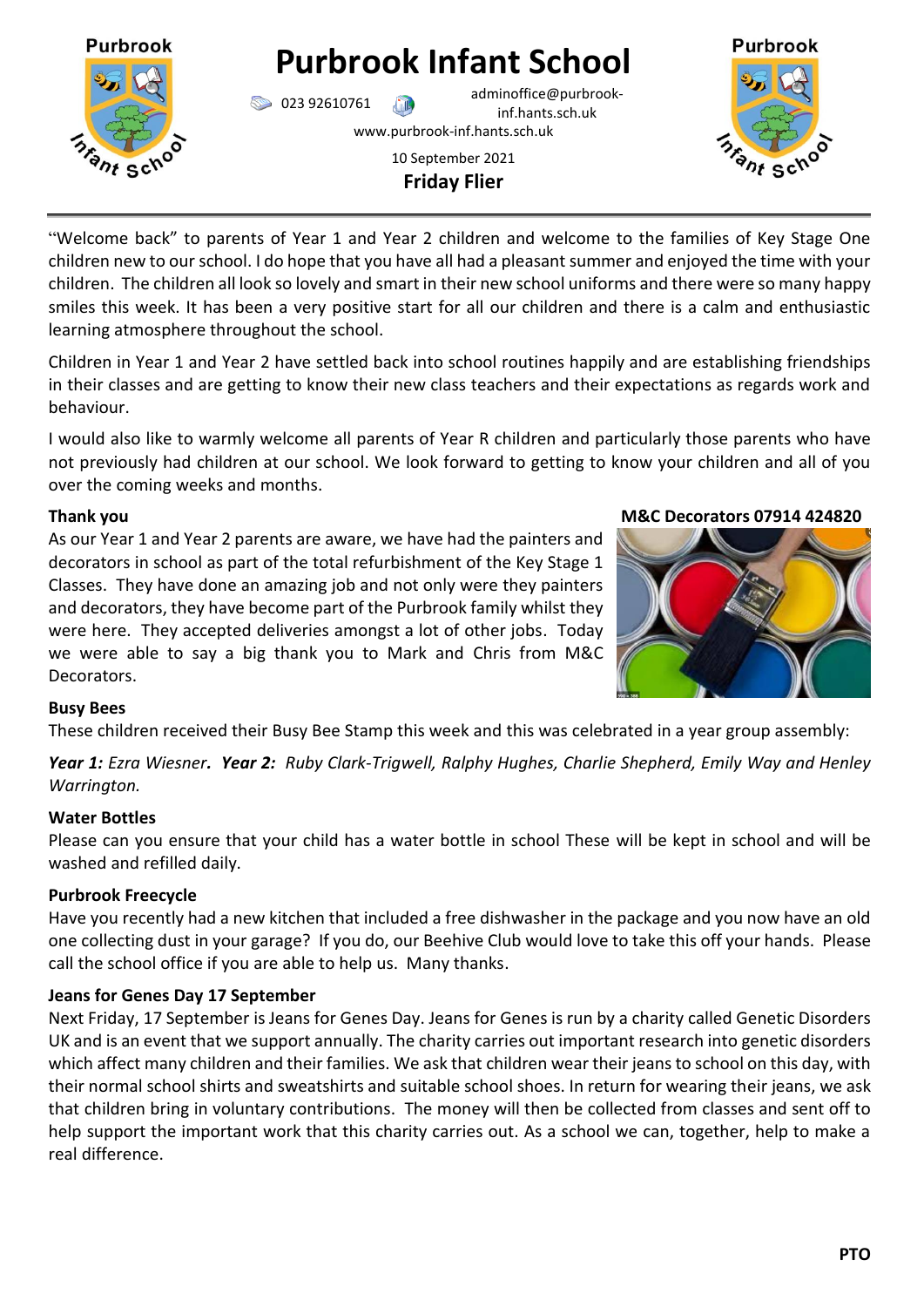# Purbrook Infant School

023 92610761 adminoffice@purbrook-inf.hants.sch.uk

www.purbrook-inf.hants.sch.uk

10 September 2021

**Friday Flier**

"Welcome back" to parents of Year 1 and Year 2 children and welcome to the families of Key Stage One children new to our school. I do hope that you have all had a pleasant summer and enjoyed the time with your children. The children all look so lovely and smart in their new school uniforms and there were so many happy smiles this week. It has been a very positive start for all our children and there is a calm and enthusiastic learning atmosphere throughout the school.

Children in Year 1 and Year 2 have settled back into school routines happily and are establishing friendships in their classes and are getting to know their new class teachers and their expectations as regards work and behaviour.

I would also like to warmly welcome all parents of Year R children and particularly those parents who have not previously had children at our school. We look forward to getting to know your children and all of you over the coming weeks and months.

**Thank you**

As our Year 1 and Year 2 parents are aware, we have had the painters and decorators in school as part of the total refurbishment of the Key Stage 1 Classes. They have done an amazing job and not only were they painters and decorators, they have become part of the Purbrook family whilst they were here. They accepted deliveries amongst a lot of other jobs. Today we were able to say a big thank you to Mark and Chris from M&C Decorators.

**M&C Decorators 07914 424820**

**Busy Bees**

These children received their Busy Bee Stamp this week and this was celebrated in a year group assembly:

***Year 1:*** *Ezra Wiesner*. ***Year 2:*** *Ruby Clark-Trigwell, Ralphy Hughes, Charlie Shepherd, Emily Way and Henley Warrington.*

**Water Bottles**

Please can you ensure that your child has a water bottle in school These will be kept in school and will be washed and refilled daily.

**Purbrook Freecycle**

Have you recently had a new kitchen that included a free dishwasher in the package and you now have an old one collecting dust in your garage? If you do, our Beehive Club would love to take this off your hands. Please call the school office if you are able to help us. Many thanks.

**Jeans for Genes Day 17 September**

Next Friday, 17 September is Jeans for Genes Day. Jeans for Genes is run by a charity called Genetic Disorders UK and is an event that we support annually. The charity carries out important research into genetic disorders which affect many children and their families. We ask that children wear their jeans to school on this day, with their normal school shirts and sweatshirts and suitable school shoes. In return for wearing their jeans, we ask that children bring in voluntary contributions. The money will then be collected from classes and sent off to help support the important work that this charity carries out. As a school we can, together, help to make a real difference.

**PTO**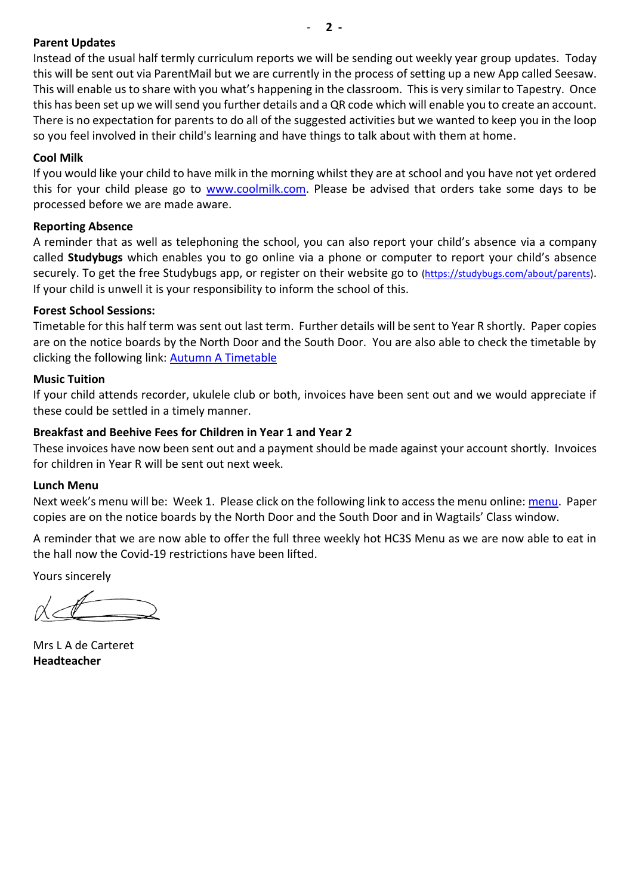**Parent Updates**

Instead of the usual half termly curriculum reports we will be sending out weekly year group updates. Today this will be sent out via ParentMail but we are currently in the process of setting up a new App called Seesaw. This will enable us to share with you what's happening in the classroom. This is very similar to Tapestry. Once this has been set up we will send you further details and a QR code which will enable you to create an account. There is no expectation for parents to do all of the suggested activities but we wanted to keep you in the loop so you feel involved in their child's learning and have things to talk about with them at home.

**Cool Milk**

If you would like your child to have milk in the morning whilst they are at school and you have not yet ordered this for your child please go to [www.coolmilk.com](http://www.coolmilk.com). Please be advised that orders take some days to be processed before we are made aware.

**Reporting Absence**

A reminder that as well as telephoning the school, you can also report your child's absence via a company called **Studybugs** which enables you to go online via a phone or computer to report your child's absence securely. To get the free Studybugs app, or register on their website go to (https://studybugs.com/about/parents). If your child is unwell it is your responsibility to inform the school of this.

**Forest School Sessions:**

Timetable for this half term was sent out last term. Further details will be sent to Year R shortly. Paper copies are on the notice boards by the North Door and the South Door. You are also able to check the timetable by clicking the following link: Autumn A Timetable

**Music Tuition**

If your child attends recorder, ukulele club or both, invoices have been sent out and we would appreciate if these could be settled in a timely manner.

**Breakfast and Beehive Fees for Children in Year 1 and Year 2**

These invoices have now been sent out and a payment should be made against your account shortly. Invoices for children in Year R will be sent out next week.

**Lunch Menu**

Next week's menu will be: Week 1. Please click on the following link to access the menu online: menu. Paper copies are on the notice boards by the North Door and the South Door and in Wagtails' Class window.

A reminder that we are now able to offer the full three weekly hot HC3S Menu as we are now able to eat in the hall now the Covid-19 restrictions have been lifted.

Yours sincerely

Mrs L A de Carteret
**Headteacher**